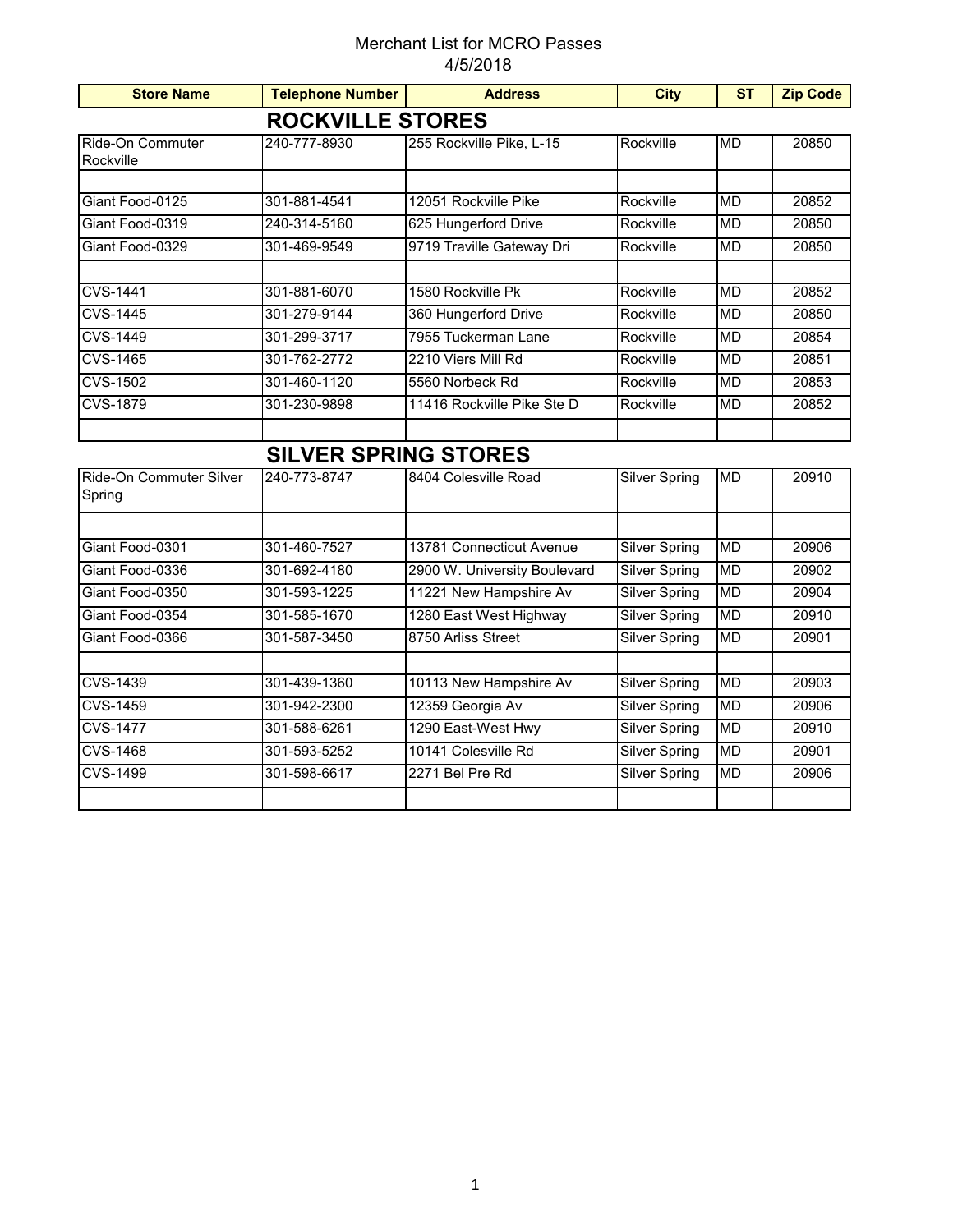# Merchant List for MCRO Passes

4/5/2018

| Store Name | Telephone Number | Address | City | ST | Zip Code |
|---|---|---|---|---|---|
| **ROCKVILLE STORES** | | | | | |
| Ride-On Commuter Rockville | 240-777-8930 | 255 Rockville Pike, L-15 | Rockville | MD | 20850 |
| | | | | | |
| Giant Food-0125 | 301-881-4541 | 12051 Rockville Pike | Rockville | MD | 20852 |
| Giant Food-0319 | 240-314-5160 | 625 Hungerford Drive | Rockville | MD | 20850 |
| Giant Food-0329 | 301-469-9549 | 9719 Traville Gateway Dri | Rockville | MD | 20850 |
| | | | | | |
| CVS-1441 | 301-881-6070 | 1580 Rockville Pk | Rockville | MD | 20852 |
| CVS-1445 | 301-279-9144 | 360 Hungerford Drive | Rockville | MD | 20850 |
| CVS-1449 | 301-299-3717 | 7955 Tuckerman Lane | Rockville | MD | 20854 |
| CVS-1465 | 301-762-2772 | 2210 Viers Mill Rd | Rockville | MD | 20851 |
| CVS-1502 | 301-460-1120 | 5560 Norbeck Rd | Rockville | MD | 20853 |
| CVS-1879 | 301-230-9898 | 11416 Rockville Pike Ste D | Rockville | MD | 20852 |
| | | | | | |
| **SILVER SPRING STORES** | | | | | |
| Ride-On Commuter Silver Spring | 240-773-8747 | 8404 Colesville Road | Silver Spring | MD | 20910 |
| | | | | | |
| Giant Food-0301 | 301-460-7527 | 13781 Connecticut Avenue | Silver Spring | MD | 20906 |
| Giant Food-0336 | 301-692-4180 | 2900 W. University Boulevard | Silver Spring | MD | 20902 |
| Giant Food-0350 | 301-593-1225 | 11221 New Hampshire Av | Silver Spring | MD | 20904 |
| Giant Food-0354 | 301-585-1670 | 1280 East West Highway | Silver Spring | MD | 20910 |
| Giant Food-0366 | 301-587-3450 | 8750 Arliss Street | Silver Spring | MD | 20901 |
| | | | | | |
| CVS-1439 | 301-439-1360 | 10113 New Hampshire Av | Silver Spring | MD | 20903 |
| CVS-1459 | 301-942-2300 | 12359 Georgia Av | Silver Spring | MD | 20906 |
| CVS-1477 | 301-588-6261 | 1290 East-West Hwy | Silver Spring | MD | 20910 |
| CVS-1468 | 301-593-5252 | 10141 Colesville Rd | Silver Spring | MD | 20901 |
| CVS-1499 | 301-598-6617 | 2271 Bel Pre Rd | Silver Spring | MD | 20906 |
| | | | | | |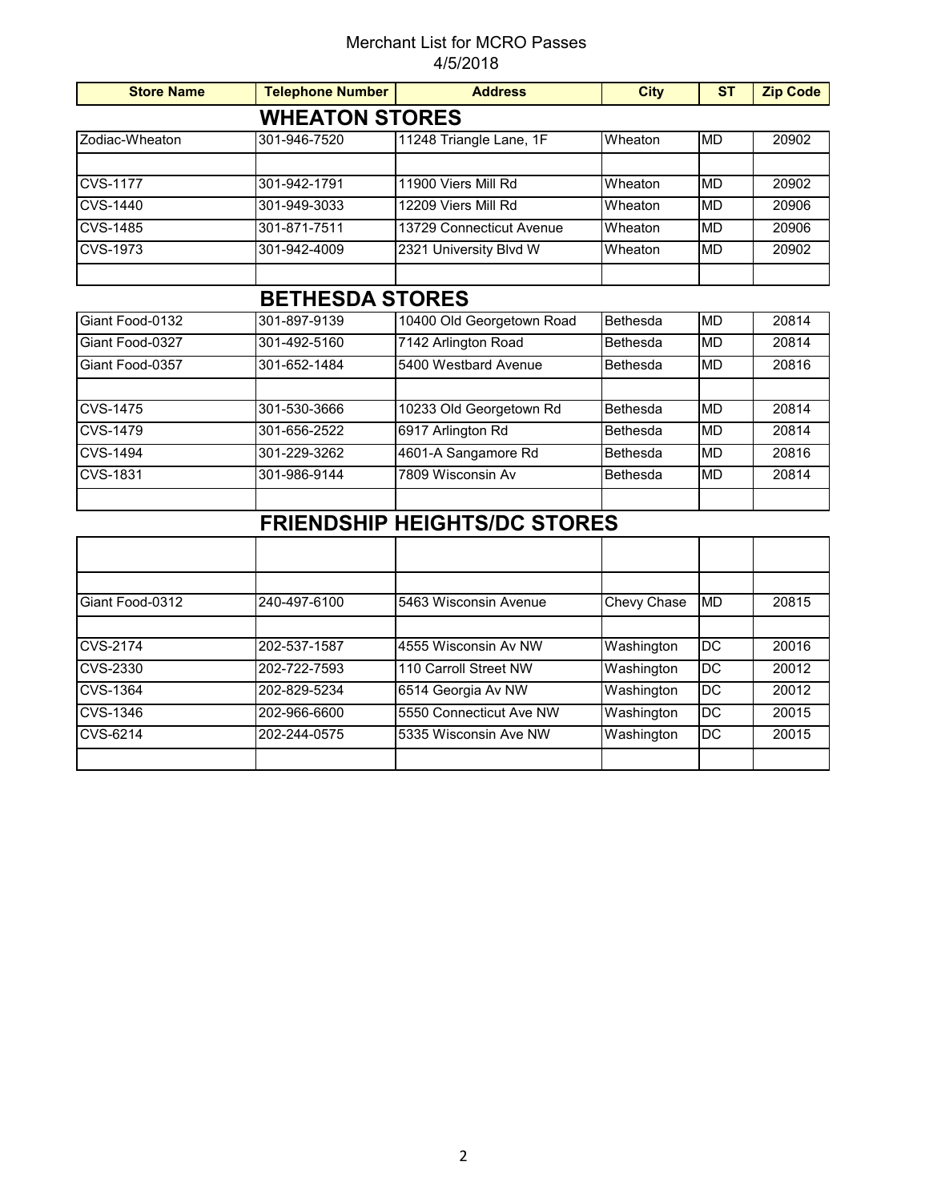Merchant List for MCRO Passes
4/5/2018

| Store Name | Telephone Number | Address | City | ST | Zip Code |
|---|---|---|---|---|---|
| **WHEATON STORES** | | | | | |
| Zodiac-Wheaton | 301-946-7520 | 11248 Triangle Lane, 1F | Wheaton | MD | 20902 |
| | | | | | |
| CVS-1177 | 301-942-1791 | 11900 Viers Mill Rd | Wheaton | MD | 20902 |
| CVS-1440 | 301-949-3033 | 12209 Viers Mill Rd | Wheaton | MD | 20906 |
| CVS-1485 | 301-871-7511 | 13729 Connecticut Avenue | Wheaton | MD | 20906 |
| CVS-1973 | 301-942-4009 | 2321 University Blvd W | Wheaton | MD | 20902 |
| | | | | | |
| **BETHESDA STORES** | | | | | |
| Giant Food-0132 | 301-897-9139 | 10400 Old Georgetown Road | Bethesda | MD | 20814 |
| Giant Food-0327 | 301-492-5160 | 7142 Arlington Road | Bethesda | MD | 20814 |
| Giant Food-0357 | 301-652-1484 | 5400 Westbard Avenue | Bethesda | MD | 20816 |
| | | | | | |
| CVS-1475 | 301-530-3666 | 10233 Old Georgetown Rd | Bethesda | MD | 20814 |
| CVS-1479 | 301-656-2522 | 6917 Arlington Rd | Bethesda | MD | 20814 |
| CVS-1494 | 301-229-3262 | 4601-A Sangamore Rd | Bethesda | MD | 20816 |
| CVS-1831 | 301-986-9144 | 7809 Wisconsin Av | Bethesda | MD | 20814 |
| | | | | | |
| **FRIENDSHIP HEIGHTS/DC STORES** | | | | | |
| | | | | | |
| | | | | | |
| Giant Food-0312 | 240-497-6100 | 5463 Wisconsin Avenue | Chevy Chase | MD | 20815 |
| | | | | | |
| CVS-2174 | 202-537-1587 | 4555 Wisconsin Av NW | Washington | DC | 20016 |
| CVS-2330 | 202-722-7593 | 110 Carroll Street NW | Washington | DC | 20012 |
| CVS-1364 | 202-829-5234 | 6514 Georgia Av NW | Washington | DC | 20012 |
| CVS-1346 | 202-966-6600 | 5550 Connecticut Ave NW | Washington | DC | 20015 |
| CVS-6214 | 202-244-0575 | 5335 Wisconsin Ave NW | Washington | DC | 20015 |
| | | | | | |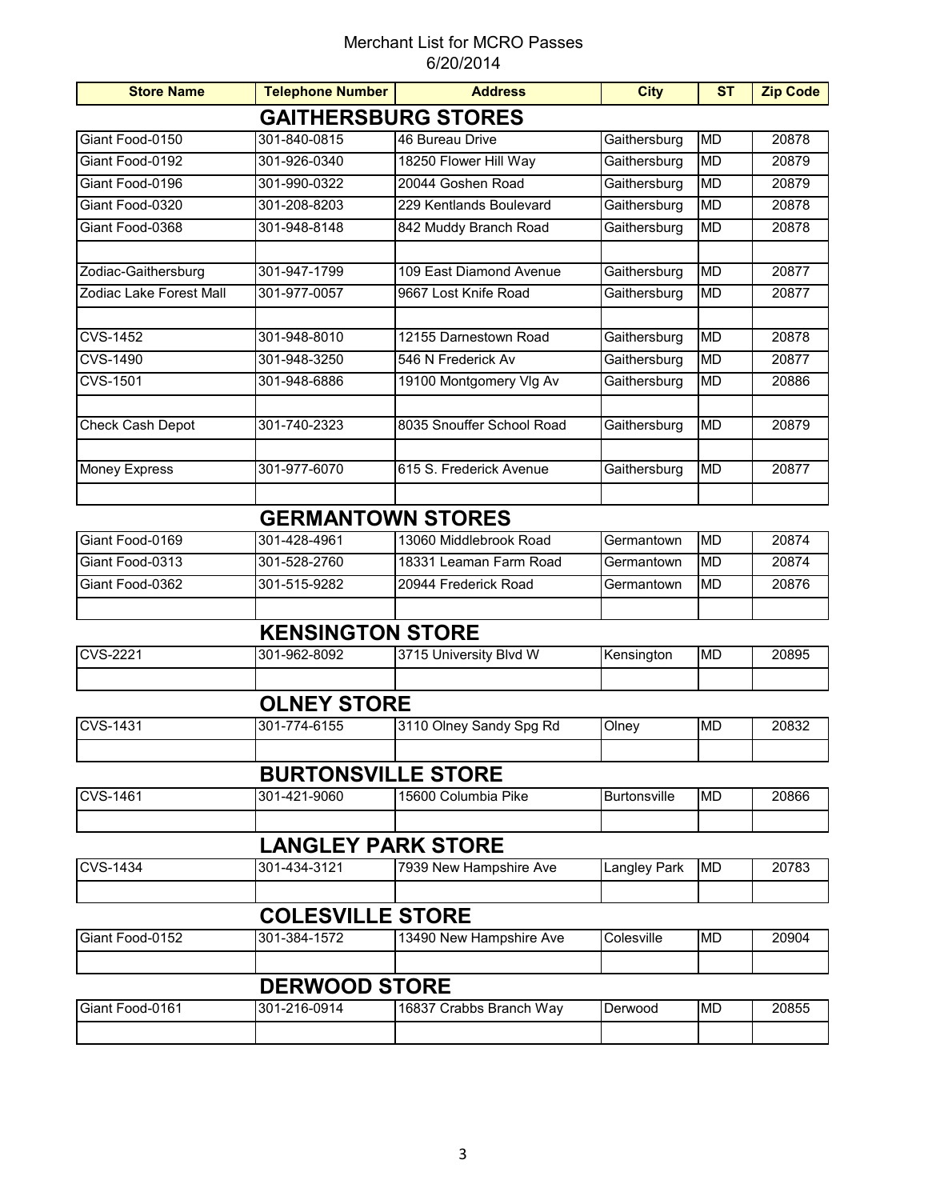Merchant List for MCRO Passes
6/20/2014

| Store Name | Telephone Number | Address | City | ST | Zip Code |
|---|---|---|---|---|---|
| | **GAITHERSBURG STORES** | | | | |
| Giant Food-0150 | 301-840-0815 | 46 Bureau Drive | Gaithersburg | MD | 20878 |
| Giant Food-0192 | 301-926-0340 | 18250 Flower Hill Way | Gaithersburg | MD | 20879 |
| Giant Food-0196 | 301-990-0322 | 20044 Goshen Road | Gaithersburg | MD | 20879 |
| Giant Food-0320 | 301-208-8203 | 229 Kentlands Boulevard | Gaithersburg | MD | 20878 |
| Giant Food-0368 | 301-948-8148 | 842 Muddy Branch Road | Gaithersburg | MD | 20878 |
| | | | | | |
| Zodiac-Gaithersburg | 301-947-1799 | 109 East Diamond Avenue | Gaithersburg | MD | 20877 |
| Zodiac Lake Forest Mall | 301-977-0057 | 9667 Lost Knife Road | Gaithersburg | MD | 20877 |
| | | | | | |
| CVS-1452 | 301-948-8010 | 12155 Darnestown Road | Gaithersburg | MD | 20878 |
| CVS-1490 | 301-948-3250 | 546 N Frederick Av | Gaithersburg | MD | 20877 |
| CVS-1501 | 301-948-6886 | 19100 Montgomery Vlg Av | Gaithersburg | MD | 20886 |
| | | | | | |
| Check Cash Depot | 301-740-2323 | 8035 Snouffer School Road | Gaithersburg | MD | 20879 |
| | | | | | |
| Money Express | 301-977-6070 | 615 S. Frederick Avenue | Gaithersburg | MD | 20877 |
| | | | | | |
| | **GERMANTOWN STORES** | | | | |
| Giant Food-0169 | 301-428-4961 | 13060 Middlebrook Road | Germantown | MD | 20874 |
| Giant Food-0313 | 301-528-2760 | 18331 Leaman Farm Road | Germantown | MD | 20874 |
| Giant Food-0362 | 301-515-9282 | 20944 Frederick Road | Germantown | MD | 20876 |
| | | | | | |
| | **KENSINGTON STORE** | | | | |
| CVS-2221 | 301-962-8092 | 3715 University Blvd W | Kensington | MD | 20895 |
| | | | | | |
| | **OLNEY STORE** | | | | |
| CVS-1431 | 301-774-6155 | 3110 Olney Sandy Spg Rd | Olney | MD | 20832 |
| | | | | | |
| | **BURTONSVILLE STORE** | | | | |
| CVS-1461 | 301-421-9060 | 15600 Columbia Pike | Burtonsville | MD | 20866 |
| | | | | | |
| | **LANGLEY PARK STORE** | | | | |
| CVS-1434 | 301-434-3121 | 7939 New Hampshire Ave | Langley Park | MD | 20783 |
| | | | | | |
| | **COLESVILLE STORE** | | | | |
| Giant Food-0152 | 301-384-1572 | 13490 New Hampshire Ave | Colesville | MD | 20904 |
| | | | | | |
| | **DERWOOD STORE** | | | | |
| Giant Food-0161 | 301-216-0914 | 16837 Crabbs Branch Way | Derwood | MD | 20855 |
| | | | | | |